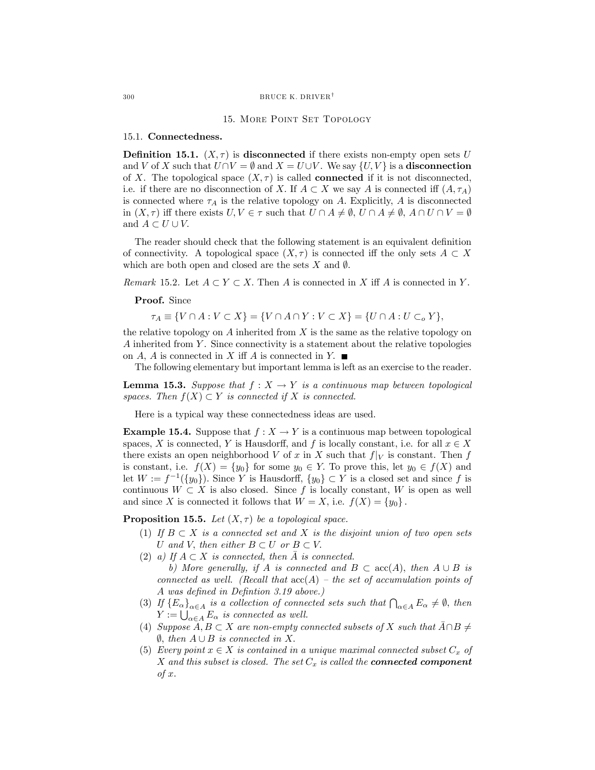# 15. More Point Set Topology

## 15.1. Connectedness.

**Definition 15.1.** $(X, \tau)$ is **disconnected** if there exists non-empty open sets $U$ and $V$ of $X$ such that $U \cap V = \emptyset$ and $X = U \cup V$. We say $\{U, V\}$ is a **disconnection** of $X$. The topological space $(X, \tau)$ is called **connected** if it is not disconnected, i.e. if there are no disconnection of $X$. If $A \subset X$ we say $A$ is connected iff $(A, \tau_A)$ is connected where $\tau_A$ is the relative topology on $A$. Explicitly, $A$ is disconnected in $(X, \tau)$ iff there exists $U, V \in \tau$ such that $U \cap A \neq \emptyset$, $U \cap A \neq \emptyset$, $A \cap U \cap V = \emptyset$ and $A \subset U \cup V$.

The reader should check that the following statement is an equivalent definition of connectivity. A topological space $(X, \tau)$ is connected iff the only sets $A \subset X$ which are both open and closed are the sets $X$ and $\emptyset$.

*Remark* 15.2. Let $A \subset Y \subset X$. Then $A$ is connected in $X$ iff $A$ is connected in $Y$.

**Proof.** Since

$$\tau_A \equiv \{V \cap A : V \subset X\} = \{V \cap A \cap Y : V \subset X\} = \{U \cap A : U \subset_o Y\},$$

the relative topology on $A$ inherited from $X$ is the same as the relative topology on $A$ inherited from $Y$. Since connectivity is a statement about the relative topologies on $A$, $A$ is connected in $X$ iff $A$ is connected in $Y$. ∎

The following elementary but important lemma is left as an exercise to the reader.

**Lemma 15.3.** *Suppose that $f : X \to Y$ is a continuous map between topological spaces. Then $f(X) \subset Y$ is connected if $X$ is connected.*

Here is a typical way these connectedness ideas are used.

**Example 15.4.** Suppose that $f : X \to Y$ is a continuous map between topological spaces, $X$ is connected, $Y$ is Hausdorff, and $f$ is locally constant, i.e. for all $x \in X$ there exists an open neighborhood $V$ of $x$ in $X$ such that $f|_V$ is constant. Then $f$ is constant, i.e. $f(X) = \{y_0\}$ for some $y_0 \in Y$. To prove this, let $y_0 \in f(X)$ and let $W := f^{-1}(\{y_0\})$. Since $Y$ is Hausdorff, $\{y_0\} \subset Y$ is a closed set and since $f$ is continuous $W \subset X$ is also closed. Since $f$ is locally constant, $W$ is open as well and since $X$ is connected it follows that $W = X$, i.e. $f(X) = \{y_0\}$.

**Proposition 15.5.** *Let $(X, \tau)$ be a topological space.*

1. *If $B \subset X$ is a connected set and $X$ is the disjoint union of two open sets $U$ and $V$, then either $B \subset U$ or $B \subset V$.*
2. *a) If $A \subset X$ is connected, then $\bar{A}$ is connected.*
   *b) More generally, if $A$ is connected and $B \subset \operatorname{acc}(A)$, then $A \cup B$ is connected as well. (Recall that $\operatorname{acc}(A)$ – the set of accumulation points of $A$ was defined in Defintion 3.19 above.)*
3. *If $\{E_\alpha\}_{\alpha \in A}$ is a collection of connected sets such that $\bigcap_{\alpha \in A} E_\alpha \neq \emptyset$, then $Y := \bigcup_{\alpha \in A} E_\alpha$ is connected as well.*
4. *Suppose $A, B \subset X$ are non-empty connected subsets of $X$ such that $\bar{A} \cap B \neq \emptyset$, then $A \cup B$ is connected in $X$.*
5. *Every point $x \in X$ is contained in a unique maximal connected subset $C_x$ of $X$ and this subset is closed. The set $C_x$ is called the **connected component** of $x$.*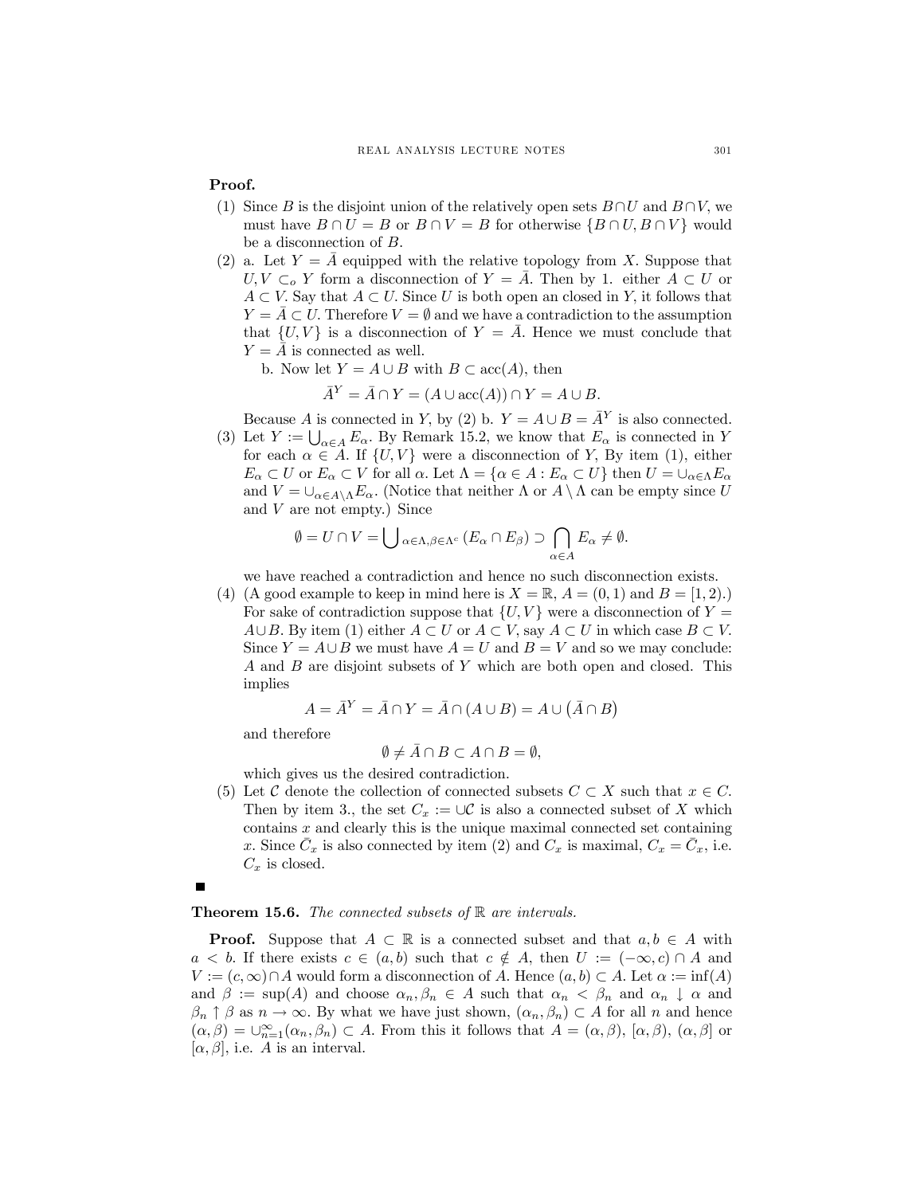**Proof.**

(1) Since $B$ is the disjoint union of the relatively open sets $B \cap U$ and $B \cap V$, we must have $B \cap U = B$ or $B \cap V = B$ for otherwise $\{B \cap U, B \cap V\}$ would be a disconnection of $B$.

(2) a. Let $Y = \bar{A}$ equipped with the relative topology from $X$. Suppose that $U, V \subset_o Y$ form a disconnection of $Y = \bar{A}$. Then by 1. either $A \subset U$ or $A \subset V$. Say that $A \subset U$. Since $U$ is both open an closed in $Y$, it follows that $Y = \bar{A} \subset U$. Therefore $V = \emptyset$ and we have a contradiction to the assumption that $\{U, V\}$ is a disconnection of $Y = \bar{A}$. Hence we must conclude that $Y = \bar{A}$ is connected as well.

b. Now let $Y = A \cup B$ with $B \subset \text{acc}(A)$, then

$$\bar{A}^Y = \bar{A} \cap Y = (A \cup \text{acc}(A)) \cap Y = A \cup B.$$

Because $A$ is connected in $Y$, by (2) b. $Y = A \cup B = \bar{A}^Y$ is also connected.

(3) Let $Y := \bigcup_{\alpha \in A} E_\alpha$. By Remark 15.2, we know that $E_\alpha$ is connected in $Y$ for each $\alpha \in A$. If $\{U, V\}$ were a disconnection of $Y$, By item (1), either $E_\alpha \subset U$ or $E_\alpha \subset V$ for all $\alpha$. Let $\Lambda = \{\alpha \in A : E_\alpha \subset U\}$ then $U = \cup_{\alpha \in \Lambda} E_\alpha$ and $V = \cup_{\alpha \in A \setminus \Lambda} E_\alpha$. (Notice that neither $\Lambda$ or $A \setminus \Lambda$ can be empty since $U$ and $V$ are not empty.) Since

$$\emptyset = U \cap V = \bigcup\nolimits_{\alpha \in \Lambda, \beta \in \Lambda^c} (E_\alpha \cap E_\beta) \supset \bigcap_{\alpha \in A} E_\alpha \neq \emptyset.$$

we have reached a contradiction and hence no such disconnection exists.

(4) (A good example to keep in mind here is $X = \mathbb{R}$, $A = (0,1)$ and $B = [1,2)$.) For sake of contradiction suppose that $\{U, V\}$ were a disconnection of $Y = A \cup B$. By item (1) either $A \subset U$ or $A \subset V$, say $A \subset U$ in which case $B \subset V$. Since $Y = A \cup B$ we must have $A = U$ and $B = V$ and so we may conclude: $A$ and $B$ are disjoint subsets of $Y$ which are both open and closed. This implies

$$A = \bar{A}^Y = \bar{A} \cap Y = \bar{A} \cap (A \cup B) = A \cup \left(\bar{A} \cap B\right)$$

and therefore

$$\emptyset \neq \bar{A} \cap B \subset A \cap B = \emptyset,$$

which gives us the desired contradiction.

(5) Let $\mathcal{C}$ denote the collection of connected subsets $C \subset X$ such that $x \in C$. Then by item 3., the set $C_x := \cup \mathcal{C}$ is also a connected subset of $X$ which contains $x$ and clearly this is the unique maximal connected set containing $x$. Since $\bar{C}_x$ is also connected by item (2) and $C_x$ is maximal, $C_x = \bar{C}_x$, i.e. $C_x$ is closed.

■

**Theorem 15.6.** *The connected subsets of* $\mathbb{R}$ *are intervals.*

**Proof.** Suppose that $A \subset \mathbb{R}$ is a connected subset and that $a, b \in A$ with $a < b$. If there exists $c \in (a, b)$ such that $c \notin A$, then $U := (-\infty, c) \cap A$ and $V := (c, \infty) \cap A$ would form a disconnection of $A$. Hence $(a, b) \subset A$. Let $\alpha := \inf(A)$ and $\beta := \sup(A)$ and choose $\alpha_n, \beta_n \in A$ such that $\alpha_n < \beta_n$ and $\alpha_n \downarrow \alpha$ and $\beta_n \uparrow \beta$ as $n \to \infty$. By what we have just shown, $(\alpha_n, \beta_n) \subset A$ for all $n$ and hence $(\alpha, \beta) = \cup_{n=1}^\infty (\alpha_n, \beta_n) \subset A$. From this it follows that $A = (\alpha, \beta)$, $[\alpha, \beta)$, $(\alpha, \beta]$ or $[\alpha, \beta]$, i.e. $A$ is an interval.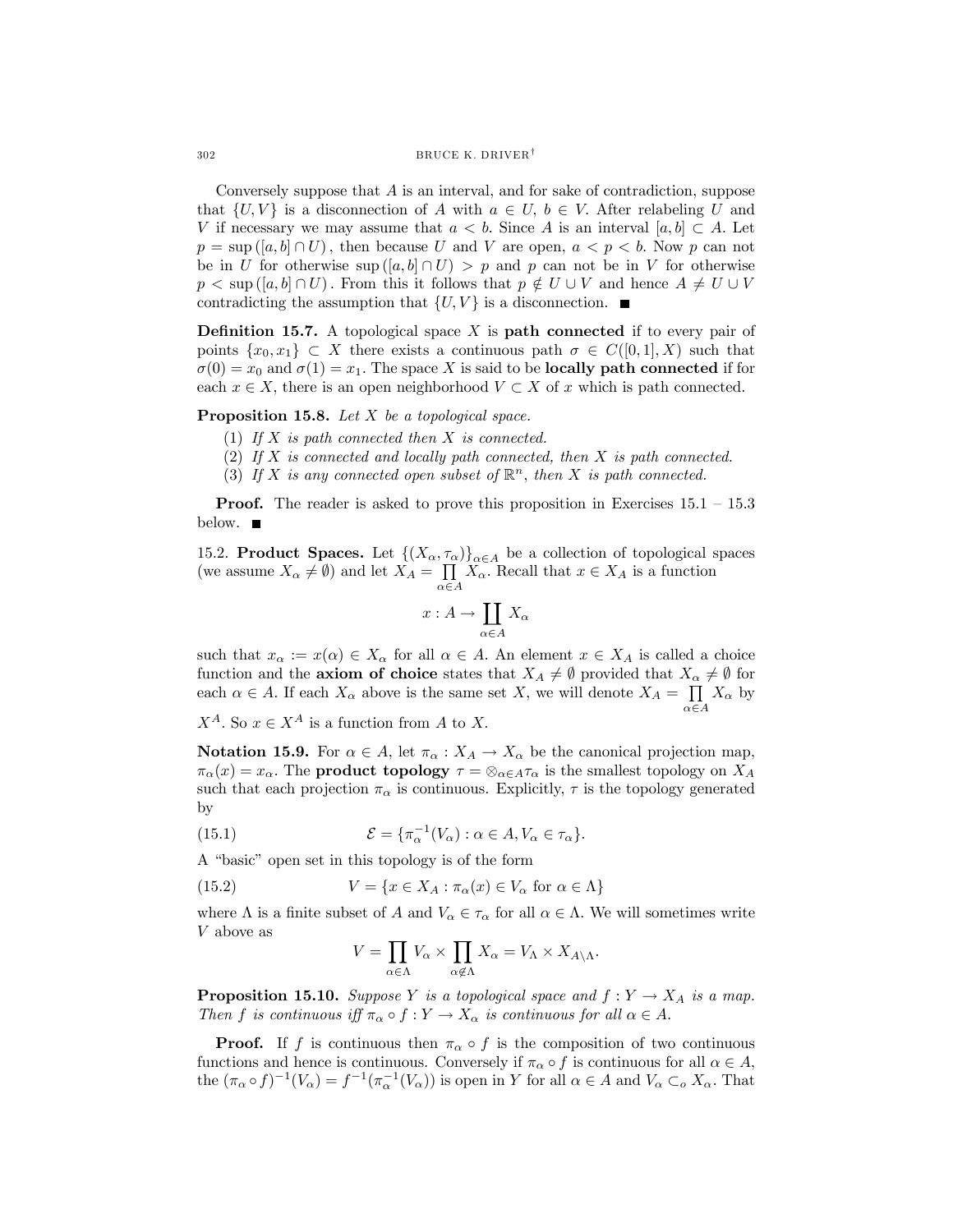Conversely suppose that $A$ is an interval, and for sake of contradiction, suppose that $\{U, V\}$ is a disconnection of $A$ with $a \in U$, $b \in V$. After relabeling $U$ and $V$ if necessary we may assume that $a < b$. Since $A$ is an interval $[a, b] \subset A$. Let $p = \sup([a, b] \cap U)$, then because $U$ and $V$ are open, $a < p < b$. Now $p$ can not be in $U$ for otherwise $\sup([a, b] \cap U) > p$ and $p$ can not be in $V$ for otherwise $p < \sup([a, b] \cap U)$. From this it follows that $p \notin U \cup V$ and hence $A \neq U \cup V$ contradicting the assumption that $\{U, V\}$ is a disconnection. ■

**Definition 15.7.** A topological space $X$ is **path connected** if to every pair of points $\{x_0, x_1\} \subset X$ there exists a continuous path $\sigma \in C([0, 1], X)$ such that $\sigma(0) = x_0$ and $\sigma(1) = x_1$. The space $X$ is said to be **locally path connected** if for each $x \in X$, there is an open neighborhood $V \subset X$ of $x$ which is path connected.

**Proposition 15.8.** *Let $X$ be a topological space.*

1. *If $X$ is path connected then $X$ is connected.*
2. *If $X$ is connected and locally path connected, then $X$ is path connected.*
3. *If $X$ is any connected open subset of $\mathbb{R}^n$, then $X$ is path connected.*

**Proof.** The reader is asked to prove this proposition in Exercises 15.1 – 15.3 below. ■

## 15.2. Product Spaces.

Let $\{(X_\alpha, \tau_\alpha)\}_{\alpha \in A}$ be a collection of topological spaces (we assume $X_\alpha \neq \emptyset$) and let $X_A = \prod_{\alpha \in A} X_\alpha$. Recall that $x \in X_A$ is a function

$$x : A \to \coprod_{\alpha \in A} X_\alpha$$

such that $x_\alpha := x(\alpha) \in X_\alpha$ for all $\alpha \in A$. An element $x \in X_A$ is called a choice function and the **axiom of choice** states that $X_A \neq \emptyset$ provided that $X_\alpha \neq \emptyset$ for each $\alpha \in A$. If each $X_\alpha$ above is the same set $X$, we will denote $X_A = \prod_{\alpha \in A} X_\alpha$ by $X^A$. So $x \in X^A$ is a function from $A$ to $X$.

**Notation 15.9.** For $\alpha \in A$, let $\pi_\alpha : X_A \to X_\alpha$ be the canonical projection map, $\pi_\alpha(x) = x_\alpha$. The **product topology** $\tau = \otimes_{\alpha \in A} \tau_\alpha$ is the smallest topology on $X_A$ such that each projection $\pi_\alpha$ is continuous. Explicitly, $\tau$ is the topology generated by

$$\mathcal{E} = \{\pi_\alpha^{-1}(V_\alpha) : \alpha \in A, V_\alpha \in \tau_\alpha\}. \tag{15.1}$$

A "basic" open set in this topology is of the form

$$V = \{x \in X_A : \pi_\alpha(x) \in V_\alpha \text{ for } \alpha \in \Lambda\} \tag{15.2}$$

where $\Lambda$ is a finite subset of $A$ and $V_\alpha \in \tau_\alpha$ for all $\alpha \in \Lambda$. We will sometimes write $V$ above as

$$V = \prod_{\alpha \in \Lambda} V_\alpha \times \prod_{\alpha \notin \Lambda} X_\alpha = V_\Lambda \times X_{A \setminus \Lambda}.$$

**Proposition 15.10.** *Suppose $Y$ is a topological space and $f : Y \to X_A$ is a map. Then $f$ is continuous iff $\pi_\alpha \circ f : Y \to X_\alpha$ is continuous for all $\alpha \in A$.*

**Proof.** If $f$ is continuous then $\pi_\alpha \circ f$ is the composition of two continuous functions and hence is continuous. Conversely if $\pi_\alpha \circ f$ is continuous for all $\alpha \in A$, the $(\pi_\alpha \circ f)^{-1}(V_\alpha) = f^{-1}(\pi_\alpha^{-1}(V_\alpha))$ is open in $Y$ for all $\alpha \in A$ and $V_\alpha \subset_o X_\alpha$. That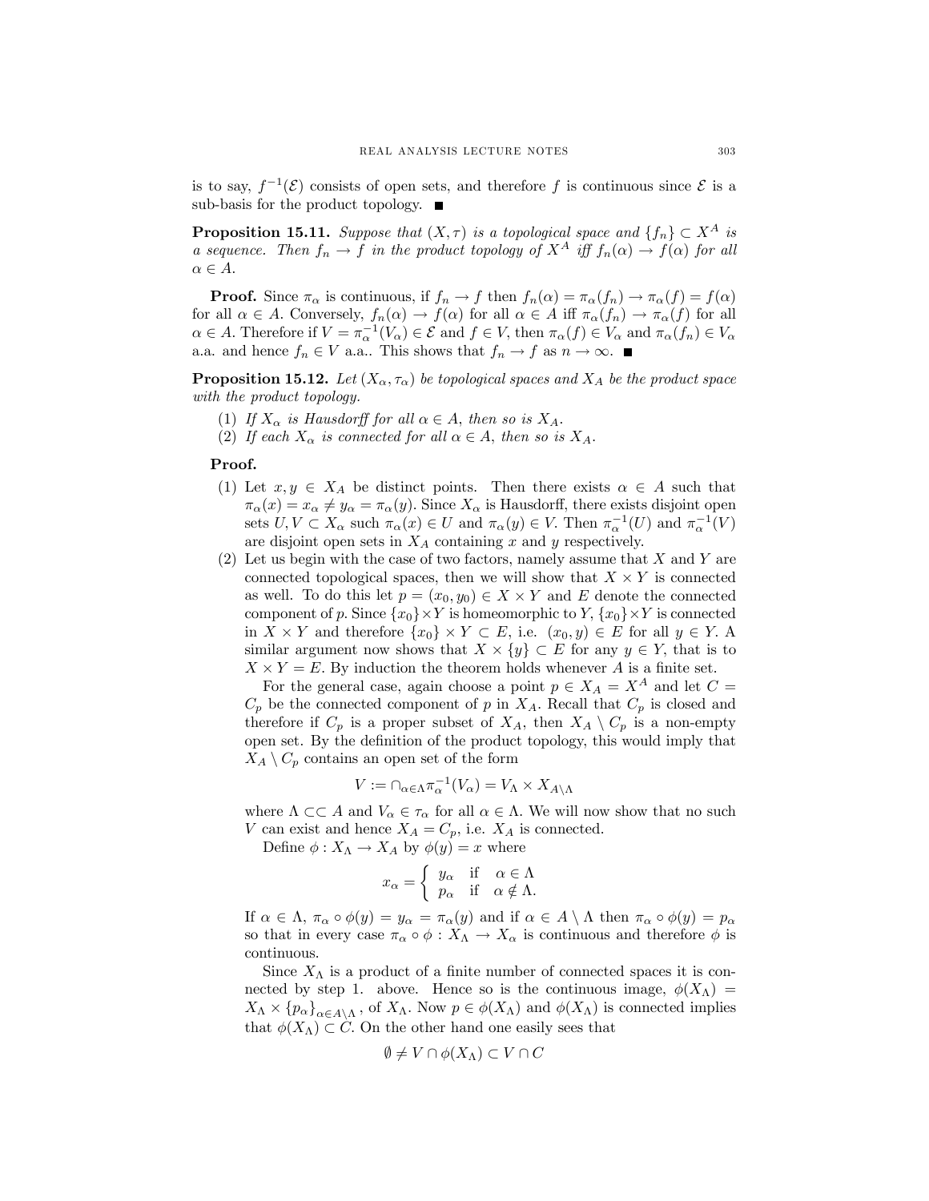is to say, $f^{-1}(\mathcal{E})$ consists of open sets, and therefore $f$ is continuous since $\mathcal{E}$ is a sub-basis for the product topology. ■

**Proposition 15.11.** *Suppose that $(X, \tau)$ is a topological space and $\{f_n\} \subset X^A$ is a sequence. Then $f_n \to f$ in the product topology of $X^A$ iff $f_n(\alpha) \to f(\alpha)$ for all $\alpha \in A$.*

**Proof.** Since $\pi_\alpha$ is continuous, if $f_n \to f$ then $f_n(\alpha) = \pi_\alpha(f_n) \to \pi_\alpha(f) = f(\alpha)$ for all $\alpha \in A$. Conversely, $f_n(\alpha) \to f(\alpha)$ for all $\alpha \in A$ iff $\pi_\alpha(f_n) \to \pi_\alpha(f)$ for all $\alpha \in A$. Therefore if $V = \pi_\alpha^{-1}(V_\alpha) \in \mathcal{E}$ and $f \in V$, then $\pi_\alpha(f) \in V_\alpha$ and $\pi_\alpha(f_n) \in V_\alpha$ a.a. and hence $f_n \in V$ a.a.. This shows that $f_n \to f$ as $n \to \infty$. ■

**Proposition 15.12.** *Let $(X_\alpha, \tau_\alpha)$ be topological spaces and $X_A$ be the product space with the product topology.*

1. *If $X_\alpha$ is Hausdorff for all $\alpha \in A$, then so is $X_A$.*
2. *If each $X_\alpha$ is connected for all $\alpha \in A$, then so is $X_A$.*

**Proof.**

1. Let $x, y \in X_A$ be distinct points. Then there exists $\alpha \in A$ such that $\pi_\alpha(x) = x_\alpha \neq y_\alpha = \pi_\alpha(y)$. Since $X_\alpha$ is Hausdorff, there exists disjoint open sets $U, V \subset X_\alpha$ such $\pi_\alpha(x) \in U$ and $\pi_\alpha(y) \in V$. Then $\pi_\alpha^{-1}(U)$ and $\pi_\alpha^{-1}(V)$ are disjoint open sets in $X_A$ containing $x$ and $y$ respectively.
2. Let us begin with the case of two factors, namely assume that $X$ and $Y$ are connected topological spaces, then we will show that $X \times Y$ is connected as well. To do this let $p = (x_0, y_0) \in X \times Y$ and $E$ denote the connected component of $p$. Since $\{x_0\} \times Y$ is homeomorphic to $Y$, $\{x_0\} \times Y$ is connected in $X \times Y$ and therefore $\{x_0\} \times Y \subset E$, i.e. $(x_0, y) \in E$ for all $y \in Y$. A similar argument now shows that $X \times \{y\} \subset E$ for any $y \in Y$, that is to $X \times Y = E$. By induction the theorem holds whenever $A$ is a finite set.

   For the general case, again choose a point $p \in X_A = X^A$ and let $C = C_p$ be the connected component of $p$ in $X_A$. Recall that $C_p$ is closed and therefore if $C_p$ is a proper subset of $X_A$, then $X_A \setminus C_p$ is a non-empty open set. By the definition of the product topology, this would imply that $X_A \setminus C_p$ contains an open set of the form

   $$V := \cap_{\alpha \in \Lambda} \pi_\alpha^{-1}(V_\alpha) = V_\Lambda \times X_{A \setminus \Lambda}$$

   where $\Lambda \subset\subset A$ and $V_\alpha \in \tau_\alpha$ for all $\alpha \in \Lambda$. We will now show that no such $V$ can exist and hence $X_A = C_p$, i.e. $X_A$ is connected.

   Define $\phi : X_\Lambda \to X_A$ by $\phi(y) = x$ where

   $$x_\alpha = \begin{cases} y_\alpha & \text{if} \quad \alpha \in \Lambda \\ p_\alpha & \text{if} \quad \alpha \notin \Lambda. \end{cases}$$

   If $\alpha \in \Lambda$, $\pi_\alpha \circ \phi(y) = y_\alpha = \pi_\alpha(y)$ and if $\alpha \in A \setminus \Lambda$ then $\pi_\alpha \circ \phi(y) = p_\alpha$ so that in every case $\pi_\alpha \circ \phi : X_\Lambda \to X_\alpha$ is continuous and therefore $\phi$ is continuous.

   Since $X_\Lambda$ is a product of a finite number of connected spaces it is connected by step 1. above. Hence so is the continuous image, $\phi(X_\Lambda) = X_\Lambda \times \{p_\alpha\}_{\alpha \in A \setminus \Lambda}$, of $X_\Lambda$. Now $p \in \phi(X_\Lambda)$ and $\phi(X_\Lambda)$ is connected implies that $\phi(X_\Lambda) \subset C$. On the other hand one easily sees that

   $$\emptyset \neq V \cap \phi(X_\Lambda) \subset V \cap C$$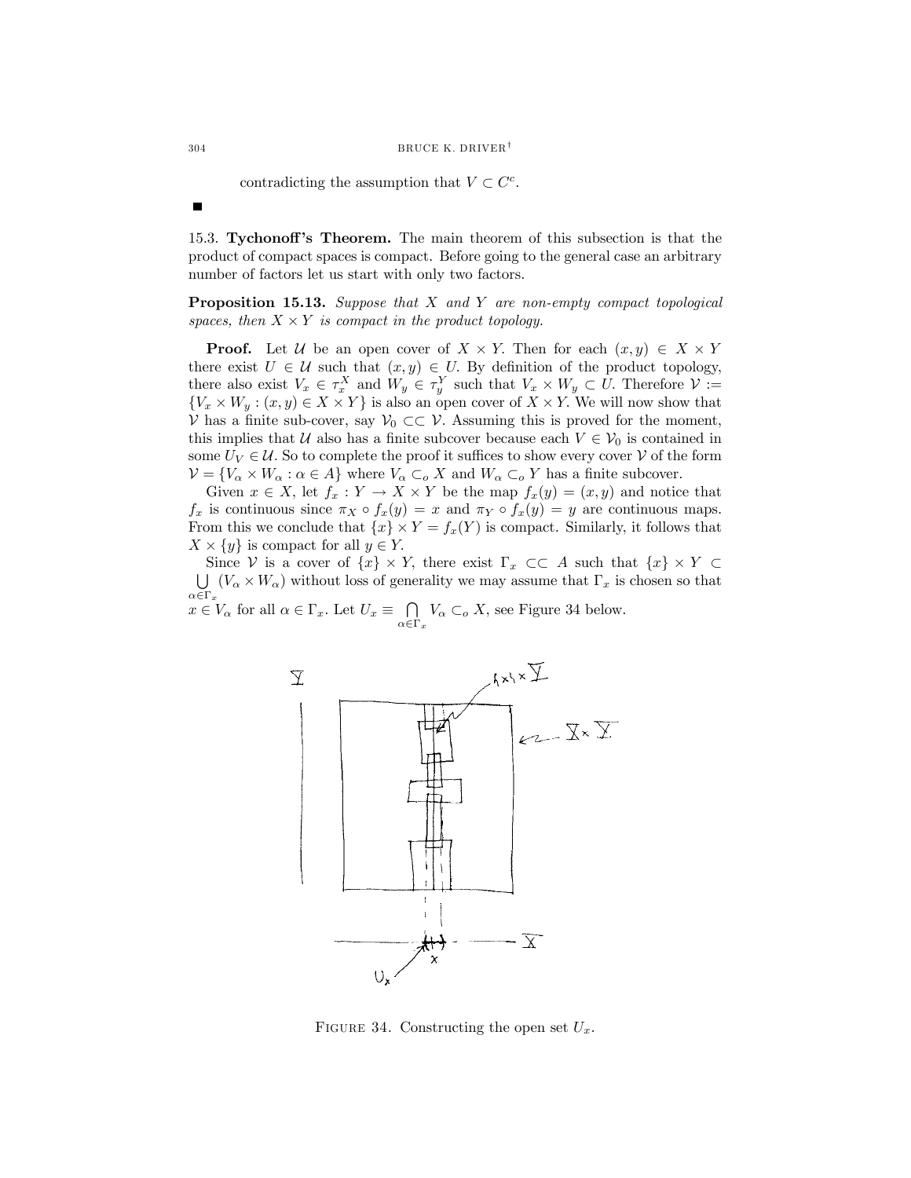contradicting the assumption that $V \subset C^c$.

■

**15.3. Tychonoff's Theorem.** The main theorem of this subsection is that the product of compact spaces is compact. Before going to the general case an arbitrary number of factors let us start with only two factors.

**Proposition 15.13.** *Suppose that $X$ and $Y$ are non-empty compact topological spaces, then $X \times Y$ is compact in the product topology.*

**Proof.** Let $\mathcal{U}$ be an open cover of $X \times Y$. Then for each $(x,y) \in X \times Y$ there exist $U \in \mathcal{U}$ such that $(x,y) \in U$. By definition of the product topology, there also exist $V_x \in \tau_x^X$ and $W_y \in \tau_y^Y$ such that $V_x \times W_y \subset U$. Therefore $\mathcal{V} := \{V_x \times W_y : (x,y) \in X \times Y\}$ is also an open cover of $X \times Y$. We will now show that $\mathcal{V}$ has a finite sub-cover, say $\mathcal{V}_0 \subset\subset \mathcal{V}$. Assuming this is proved for the moment, this implies that $\mathcal{U}$ also has a finite subcover because each $V \in \mathcal{V}_0$ is contained in some $U_V \in \mathcal{U}$. So to complete the proof it suffices to show every cover $\mathcal{V}$ of the form $\mathcal{V} = \{V_\alpha \times W_\alpha : \alpha \in A\}$ where $V_\alpha \subset_o X$ and $W_\alpha \subset_o Y$ has a finite subcover.

Given $x \in X$, let $f_x : Y \to X \times Y$ be the map $f_x(y) = (x,y)$ and notice that $f_x$ is continuous since $\pi_X \circ f_x(y) = x$ and $\pi_Y \circ f_x(y) = y$ are continuous maps. From this we conclude that $\{x\} \times Y = f_x(Y)$ is compact. Similarly, it follows that $X \times \{y\}$ is compact for all $y \in Y$.

Since $\mathcal{V}$ is a cover of $\{x\} \times Y$, there exist $\Gamma_x \subset\subset A$ such that $\{x\} \times Y \subset \bigcup_{\alpha \in \Gamma_x} (V_\alpha \times W_\alpha)$ without loss of generality we may assume that $\Gamma_x$ is chosen so that $x \in V_\alpha$ for all $\alpha \in \Gamma_x$. Let $U_x \equiv \bigcap_{\alpha \in \Gamma_x} V_\alpha \subset_o X$, see Figure 34 below.

Figure 34. Constructing the open set $U_x$.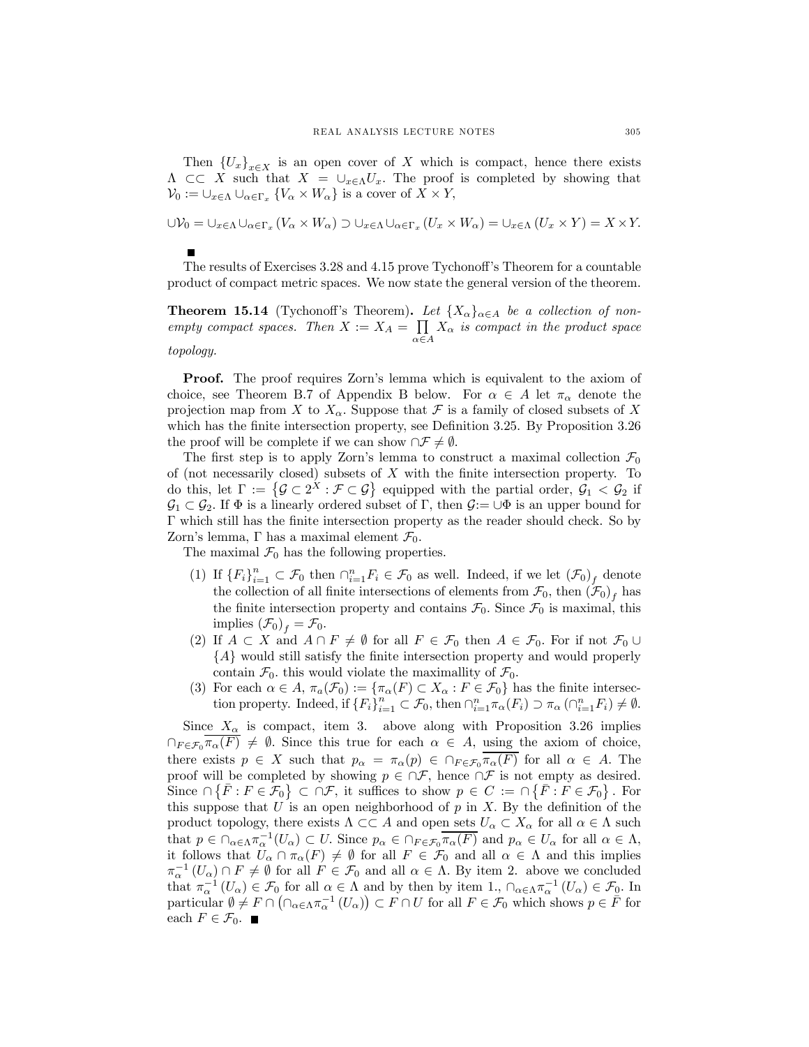Then $\{U_x\}_{x\in X}$ is an open cover of $X$ which is compact, hence there exists $\Lambda \subset\subset X$ such that $X = \cup_{x\in\Lambda} U_x$. The proof is completed by showing that $\mathcal{V}_0 := \cup_{x\in\Lambda} \cup_{\alpha\in\Gamma_x} \{V_\alpha \times W_\alpha\}$ is a cover of $X \times Y$,

$$\cup\mathcal{V}_0 = \cup_{x\in\Lambda} \cup_{\alpha\in\Gamma_x} (V_\alpha \times W_\alpha) \supset \cup_{x\in\Lambda} \cup_{\alpha\in\Gamma_x} (U_x \times W_\alpha) = \cup_{x\in\Lambda} (U_x \times Y) = X \times Y.$$

■

The results of Exercises 3.28 and 4.15 prove Tychonoff's Theorem for a countable product of compact metric spaces. We now state the general version of the theorem.

**Theorem 15.14** (Tychonoff's Theorem)**.** *Let $\{X_\alpha\}_{\alpha\in A}$ be a collection of non-empty compact spaces. Then $X := X_A = \prod_{\alpha\in A} X_\alpha$ is compact in the product space topology.*

**Proof.** The proof requires Zorn's lemma which is equivalent to the axiom of choice, see Theorem B.7 of Appendix B below. For $\alpha \in A$ let $\pi_\alpha$ denote the projection map from $X$ to $X_\alpha$. Suppose that $\mathcal{F}$ is a family of closed subsets of $X$ which has the finite intersection property, see Definition 3.25. By Proposition 3.26 the proof will be complete if we can show $\cap\mathcal{F} \neq \emptyset$.

The first step is to apply Zorn's lemma to construct a maximal collection $\mathcal{F}_0$ of (not necessarily closed) subsets of $X$ with the finite intersection property. To do this, let $\Gamma := \{\mathcal{G} \subset 2^X : \mathcal{F} \subset \mathcal{G}\}$ equipped with the partial order, $\mathcal{G}_1 < \mathcal{G}_2$ if $\mathcal{G}_1 \subset \mathcal{G}_2$. If $\Phi$ is a linearly ordered subset of $\Gamma$, then $\mathcal{G} := \cup\Phi$ is an upper bound for $\Gamma$ which still has the finite intersection property as the reader should check. So by Zorn's lemma, $\Gamma$ has a maximal element $\mathcal{F}_0$.

The maximal $\mathcal{F}_0$ has the following properties.

1. If $\{F_i\}_{i=1}^n \subset \mathcal{F}_0$ then $\cap_{i=1}^n F_i \in \mathcal{F}_0$ as well. Indeed, if we let $(\mathcal{F}_0)_f$ denote the collection of all finite intersections of elements from $\mathcal{F}_0$, then $(\mathcal{F}_0)_f$ has the finite intersection property and contains $\mathcal{F}_0$. Since $\mathcal{F}_0$ is maximal, this implies $(\mathcal{F}_0)_f = \mathcal{F}_0$.
2. If $A \subset X$ and $A \cap F \neq \emptyset$ for all $F \in \mathcal{F}_0$ then $A \in \mathcal{F}_0$. For if not $\mathcal{F}_0 \cup \{A\}$ would still satisfy the finite intersection property and would properly contain $\mathcal{F}_0$. this would violate the maximallity of $\mathcal{F}_0$.
3. For each $\alpha \in A$, $\pi_a(\mathcal{F}_0) := \{\pi_\alpha(F) \subset X_\alpha : F \in \mathcal{F}_0\}$ has the finite intersection property. Indeed, if $\{F_i\}_{i=1}^n \subset \mathcal{F}_0$, then $\cap_{i=1}^n \pi_\alpha(F_i) \supset \pi_\alpha(\cap_{i=1}^n F_i) \neq \emptyset$.

Since $X_\alpha$ is compact, item 3. above along with Proposition 3.26 implies $\cap_{F\in\mathcal{F}_0} \overline{\pi_\alpha(F)} \neq \emptyset$. Since this true for each $\alpha \in A$, using the axiom of choice, there exists $p \in X$ such that $p_\alpha = \pi_\alpha(p) \in \cap_{F\in\mathcal{F}_0} \overline{\pi_\alpha(F)}$ for all $\alpha \in A$. The proof will be completed by showing $p \in \cap\mathcal{F}$, hence $\cap\mathcal{F}$ is not empty as desired. Since $\cap\{\bar{F} : F \in \mathcal{F}_0\} \subset \cap\mathcal{F}$, it suffices to show $p \in C := \cap\{\bar{F} : F \in \mathcal{F}_0\}$. For this suppose that $U$ is an open neighborhood of $p$ in $X$. By the definition of the product topology, there exists $\Lambda \subset\subset A$ and open sets $U_\alpha \subset X_\alpha$ for all $\alpha \in \Lambda$ such that $p \in \cap_{\alpha\in\Lambda} \pi_\alpha^{-1}(U_\alpha) \subset U$. Since $p_\alpha \in \cap_{F\in\mathcal{F}_0} \overline{\pi_\alpha(F)}$ and $p_\alpha \in U_\alpha$ for all $\alpha \in \Lambda$, it follows that $U_\alpha \cap \pi_\alpha(F) \neq \emptyset$ for all $F \in \mathcal{F}_0$ and all $\alpha \in \Lambda$ and this implies $\pi_\alpha^{-1}(U_\alpha) \cap F \neq \emptyset$ for all $F \in \mathcal{F}_0$ and all $\alpha \in \Lambda$. By item 2. above we concluded that $\pi_\alpha^{-1}(U_\alpha) \in \mathcal{F}_0$ for all $\alpha \in \Lambda$ and by then by item 1., $\cap_{\alpha\in\Lambda} \pi_\alpha^{-1}(U_\alpha) \in \mathcal{F}_0$. In particular $\emptyset \neq F \cap (\cap_{\alpha\in\Lambda} \pi_\alpha^{-1}(U_\alpha)) \subset F \cap U$ for all $F \in \mathcal{F}_0$ which shows $p \in \bar{F}$ for each $F \in \mathcal{F}_0$. ■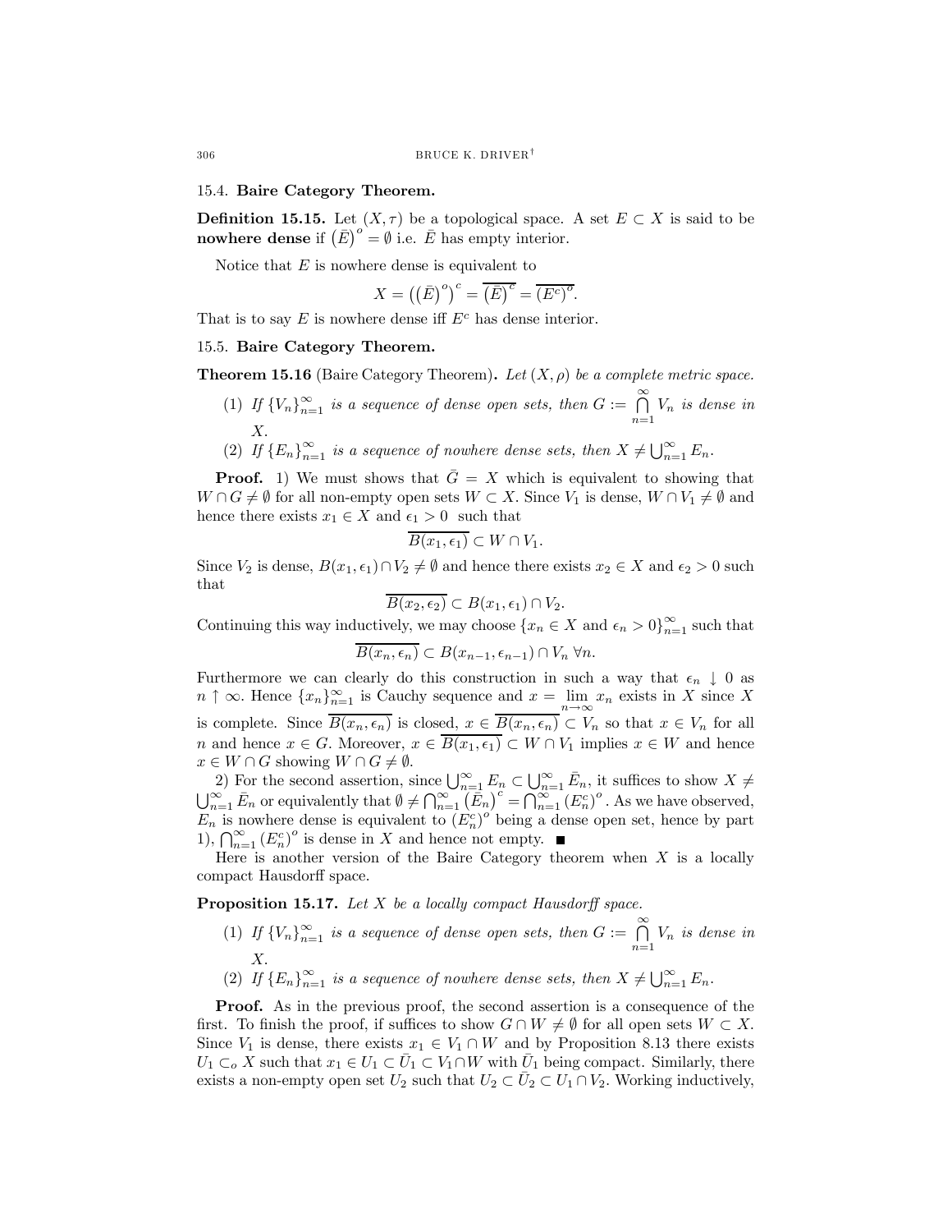## 15.4. Baire Category Theorem.

**Definition 15.15.** Let $(X, \tau)$ be a topological space. A set $E \subset X$ is said to be **nowhere dense** if $\left(\bar{E}\right)^o = \emptyset$ i.e. $\bar{E}$ has empty interior.

Notice that $E$ is nowhere dense is equivalent to

$$X = \left(\left(\bar{E}\right)^o\right)^c = \overline{\left(\bar{E}\right)^c} = \overline{\left(E^c\right)^o}.$$

That is to say $E$ is nowhere dense iff $E^c$ has dense interior.

## 15.5. Baire Category Theorem.

**Theorem 15.16** (Baire Category Theorem)**.** *Let $(X, \rho)$ be a complete metric space.*

1. *If $\{V_n\}_{n=1}^\infty$ is a sequence of dense open sets, then $G := \bigcap_{n=1}^\infty V_n$ is dense in $X$.*
2. *If $\{E_n\}_{n=1}^\infty$ is a sequence of nowhere dense sets, then $X \neq \bigcup_{n=1}^\infty E_n$.*

**Proof.** 1) We must shows that $\bar{G} = X$ which is equivalent to showing that $W \cap G \neq \emptyset$ for all non-empty open sets $W \subset X$. Since $V_1$ is dense, $W \cap V_1 \neq \emptyset$ and hence there exists $x_1 \in X$ and $\epsilon_1 > 0$ such that

$$\overline{B(x_1, \epsilon_1)} \subset W \cap V_1.$$

Since $V_2$ is dense, $B(x_1, \epsilon_1) \cap V_2 \neq \emptyset$ and hence there exists $x_2 \in X$ and $\epsilon_2 > 0$ such that

$$\overline{B(x_2, \epsilon_2)} \subset B(x_1, \epsilon_1) \cap V_2.$$

Continuing this way inductively, we may choose $\{x_n \in X \text{ and } \epsilon_n > 0\}_{n=1}^\infty$ such that

$$\overline{B(x_n, \epsilon_n)} \subset B(x_{n-1}, \epsilon_{n-1}) \cap V_n \ \forall n.$$

Furthermore we can clearly do this construction in such a way that $\epsilon_n \downarrow 0$ as $n \uparrow \infty$. Hence $\{x_n\}_{n=1}^\infty$ is Cauchy sequence and $x = \lim_{n \to \infty} x_n$ exists in $X$ since $X$ is complete. Since $\overline{B(x_n, \epsilon_n)}$ is closed, $x \in \overline{B(x_n, \epsilon_n)} \subset V_n$ so that $x \in V_n$ for all $n$ and hence $x \in G$. Moreover, $x \in \overline{B(x_1, \epsilon_1)} \subset W \cap V_1$ implies $x \in W$ and hence $x \in W \cap G$ showing $W \cap G \neq \emptyset$.

2) For the second assertion, since $\bigcup_{n=1}^\infty E_n \subset \bigcup_{n=1}^\infty \bar{E}_n$, it suffices to show $X \neq \bigcup_{n=1}^\infty \bar{E}_n$ or equivalently that $\emptyset \neq \bigcap_{n=1}^\infty \left(\bar{E}_n\right)^c = \bigcap_{n=1}^\infty \left(E_n^c\right)^o$. As we have observed, $E_n$ is nowhere dense is equivalent to $\left(E_n^c\right)^o$ being a dense open set, hence by part 1), $\bigcap_{n=1}^\infty \left(E_n^c\right)^o$ is dense in $X$ and hence not empty. ■

Here is another version of the Baire Category theorem when $X$ is a locally compact Hausdorff space.

**Proposition 15.17.** *Let $X$ be a locally compact Hausdorff space.*

1. *If $\{V_n\}_{n=1}^\infty$ is a sequence of dense open sets, then $G := \bigcap_{n=1}^\infty V_n$ is dense in $X$.*
2. *If $\{E_n\}_{n=1}^\infty$ is a sequence of nowhere dense sets, then $X \neq \bigcup_{n=1}^\infty E_n$.*

**Proof.** As in the previous proof, the second assertion is a consequence of the first. To finish the proof, if suffices to show $G \cap W \neq \emptyset$ for all open sets $W \subset X$. Since $V_1$ is dense, there exists $x_1 \in V_1 \cap W$ and by Proposition 8.13 there exists $U_1 \subset_o X$ such that $x_1 \in U_1 \subset \bar{U}_1 \subset V_1 \cap W$ with $\bar{U}_1$ being compact. Similarly, there exists a non-empty open set $U_2$ such that $U_2 \subset \bar{U}_2 \subset U_1 \cap V_2$. Working inductively,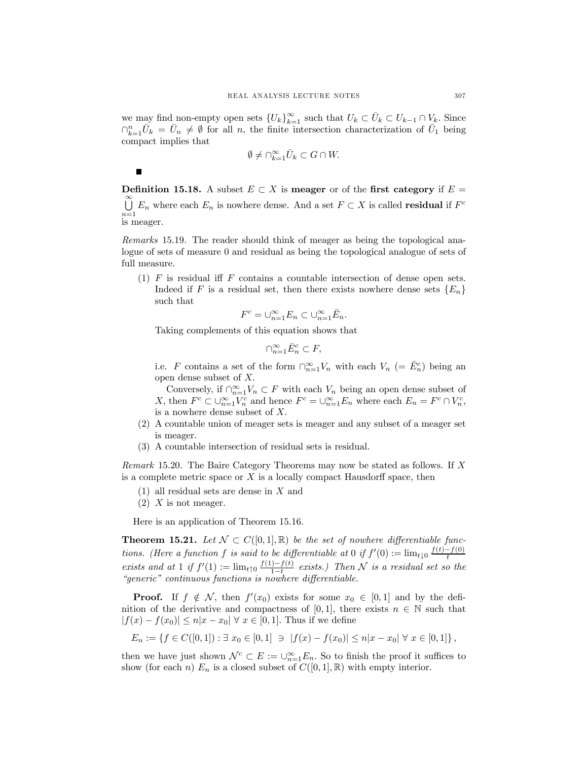we may find non-empty open sets $\{U_k\}_{k=1}^\infty$ such that $U_k \subset \bar{U}_k \subset U_{k-1} \cap V_k$. Since $\cap_{k=1}^n \bar{U}_k = \bar{U}_n \neq \emptyset$ for all $n$, the finite intersection characterization of $\bar{U}_1$ being compact implies that

$$\emptyset \neq \cap_{k=1}^\infty \bar{U}_k \subset G \cap W.$$

■

**Definition 15.18.** A subset $E \subset X$ is **meager** or of the **first category** if $E = \bigcup_{n=1}^\infty E_n$ where each $E_n$ is nowhere dense. And a set $F \subset X$ is called **residual** if $F^c$ is meager.

*Remarks* 15.19. The reader should think of meager as being the topological analogue of sets of measure 0 and residual as being the topological analogue of sets of full measure.

1. $F$ is residual iff $F$ contains a countable intersection of dense open sets. Indeed if $F$ is a residual set, then there exists nowhere dense sets $\{E_n\}$ such that
   $$F^c = \cup_{n=1}^\infty E_n \subset \cup_{n=1}^\infty \bar{E}_n.$$
   Taking complements of this equation shows that
   $$\cap_{n=1}^\infty \bar{E}_n^c \subset F,$$
   i.e. $F$ contains a set of the form $\cap_{n=1}^\infty V_n$ with each $V_n$ $(= \bar{E}_n^c)$ being an open dense subset of $X$.

   Conversely, if $\cap_{n=1}^\infty V_n \subset F$ with each $V_n$ being an open dense subset of $X$, then $F^c \subset \cup_{n=1}^\infty V_n^c$ and hence $F^c = \cup_{n=1}^\infty E_n$ where each $E_n = F^c \cap V_n^c$, is a nowhere dense subset of $X$.
2. A countable union of meager sets is meager and any subset of a meager set is meager.
3. A countable intersection of residual sets is residual.

*Remark* 15.20. The Baire Category Theorems may now be stated as follows. If $X$ is a complete metric space or $X$ is a locally compact Hausdorff space, then

1. all residual sets are dense in $X$ and
2. $X$ is not meager.

Here is an application of Theorem 15.16.

**Theorem 15.21.** *Let $\mathcal{N} \subset C([0,1],\mathbb{R})$ be the set of nowhere differentiable functions. (Here a function $f$ is said to be differentiable at 0 if $f'(0) := \lim_{t\downarrow 0} \frac{f(t)-f(0)}{t}$ exists and at 1 if $f'(1) := \lim_{t\uparrow 0} \frac{f(1)-f(t)}{1-t}$ exists.) Then $\mathcal{N}$ is a residual set so the "generic" continuous functions is nowhere differentiable.*

**Proof.** If $f \notin \mathcal{N}$, then $f'(x_0)$ exists for some $x_0 \in [0,1]$ and by the definition of the derivative and compactness of $[0,1]$, there exists $n \in \mathbb{N}$ such that $|f(x) - f(x_0)| \leq n|x - x_0|\ \forall\, x \in [0,1]$. Thus if we define

$$E_n := \{f \in C([0,1]) : \exists\, x_0 \in [0,1] \ \ni\ |f(x) - f(x_0)| \leq n|x - x_0|\ \forall\, x \in [0,1]\},$$

then we have just shown $\mathcal{N}^c \subset E := \cup_{n=1}^\infty E_n$. So to finish the proof it suffices to show (for each $n$) $E_n$ is a closed subset of $C([0,1],\mathbb{R})$ with empty interior.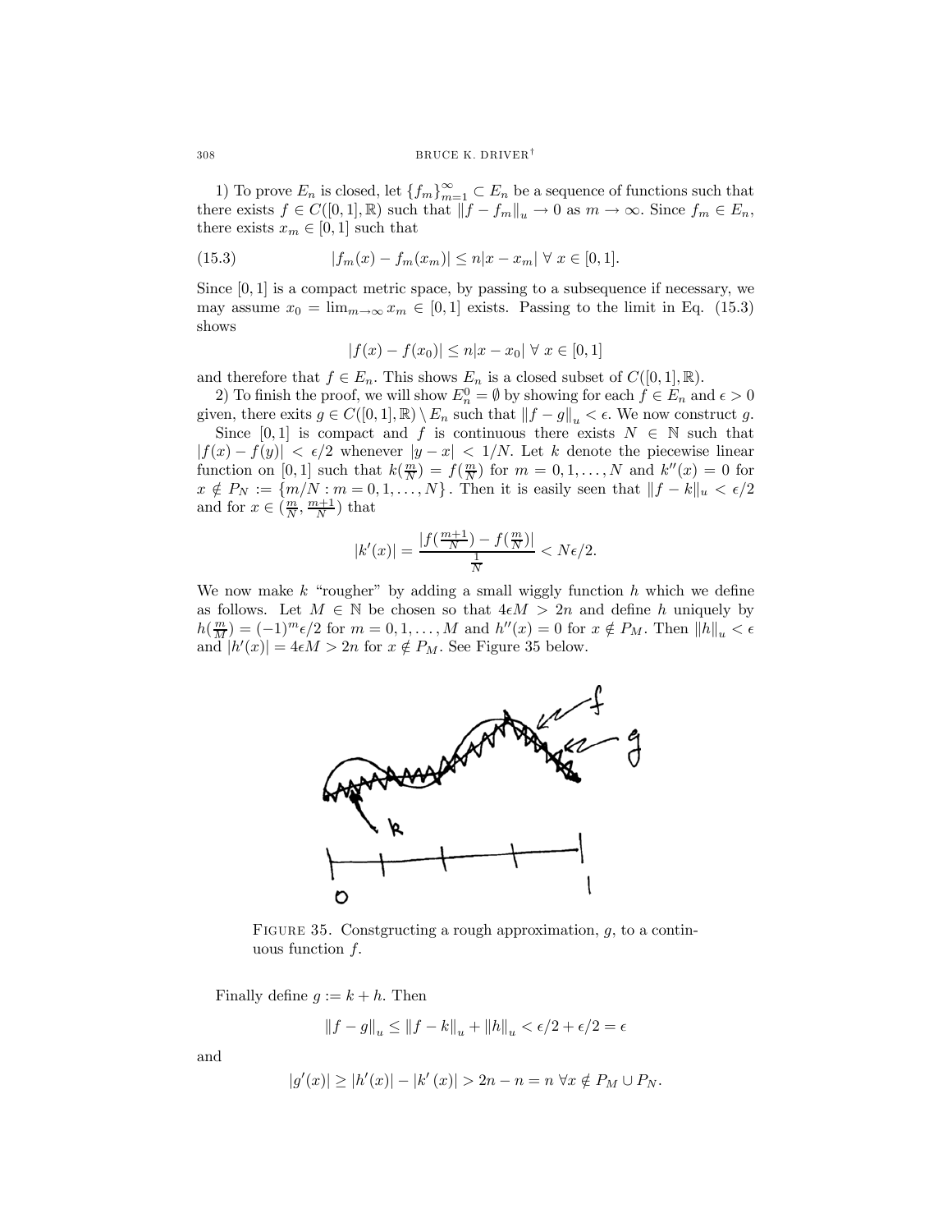1) To prove $E_n$ is closed, let $\{f_m\}_{m=1}^{\infty} \subset E_n$ be a sequence of functions such that there exists $f \in C([0,1],\mathbb{R})$ such that $\|f - f_m\|_u \to 0$ as $m \to \infty$. Since $f_m \in E_n$, there exists $x_m \in [0,1]$ such that

$$|f_m(x) - f_m(x_m)| \le n|x - x_m| \ \forall\ x \in [0,1]. \tag{15.3}$$

Since $[0,1]$ is a compact metric space, by passing to a subsequence if necessary, we may assume $x_0 = \lim_{m\to\infty} x_m \in [0,1]$ exists. Passing to the limit in Eq. (15.3) shows

$$|f(x) - f(x_0)| \le n|x - x_0| \ \forall\ x \in [0,1]$$

and therefore that $f \in E_n$. This shows $E_n$ is a closed subset of $C([0,1],\mathbb{R})$.

2) To finish the proof, we will show $E_n^0 = \emptyset$ by showing for each $f \in E_n$ and $\epsilon > 0$ given, there exits $g \in C([0,1],\mathbb{R}) \setminus E_n$ such that $\|f - g\|_u < \epsilon$. We now construct $g$.

Since $[0,1]$ is compact and $f$ is continuous there exists $N \in \mathbb{N}$ such that $|f(x) - f(y)| < \epsilon/2$ whenever $|y - x| < 1/N$. Let $k$ denote the piecewise linear function on $[0,1]$ such that $k(\frac{m}{N}) = f(\frac{m}{N})$ for $m = 0, 1, \ldots, N$ and $k''(x) = 0$ for $x \notin P_N := \{m/N : m = 0, 1, \ldots, N\}$. Then it is easily seen that $\|f - k\|_u < \epsilon/2$ and for $x \in (\frac{m}{N}, \frac{m+1}{N})$ that

$$|k'(x)| = \frac{|f(\frac{m+1}{N}) - f(\frac{m}{N})|}{\frac{1}{N}} < N\epsilon/2.$$

We now make $k$ "rougher" by adding a small wiggly function $h$ which we define as follows. Let $M \in \mathbb{N}$ be chosen so that $4\epsilon M > 2n$ and define $h$ uniquely by $h(\frac{m}{M}) = (-1)^m \epsilon/2$ for $m = 0, 1, \ldots, M$ and $h''(x) = 0$ for $x \notin P_M$. Then $\|h\|_u < \epsilon$ and $|h'(x)| = 4\epsilon M > 2n$ for $x \notin P_M$. See Figure 35 below.

Figure 35. Constgructing a rough approximation, $g$, to a continuous function $f$.

Finally define $g := k + h$. Then

$$\|f - g\|_u \le \|f - k\|_u + \|h\|_u < \epsilon/2 + \epsilon/2 = \epsilon$$

and

$$|g'(x)| \ge |h'(x)| - |k'(x)| > 2n - n = n \ \forall x \notin P_M \cup P_N.$$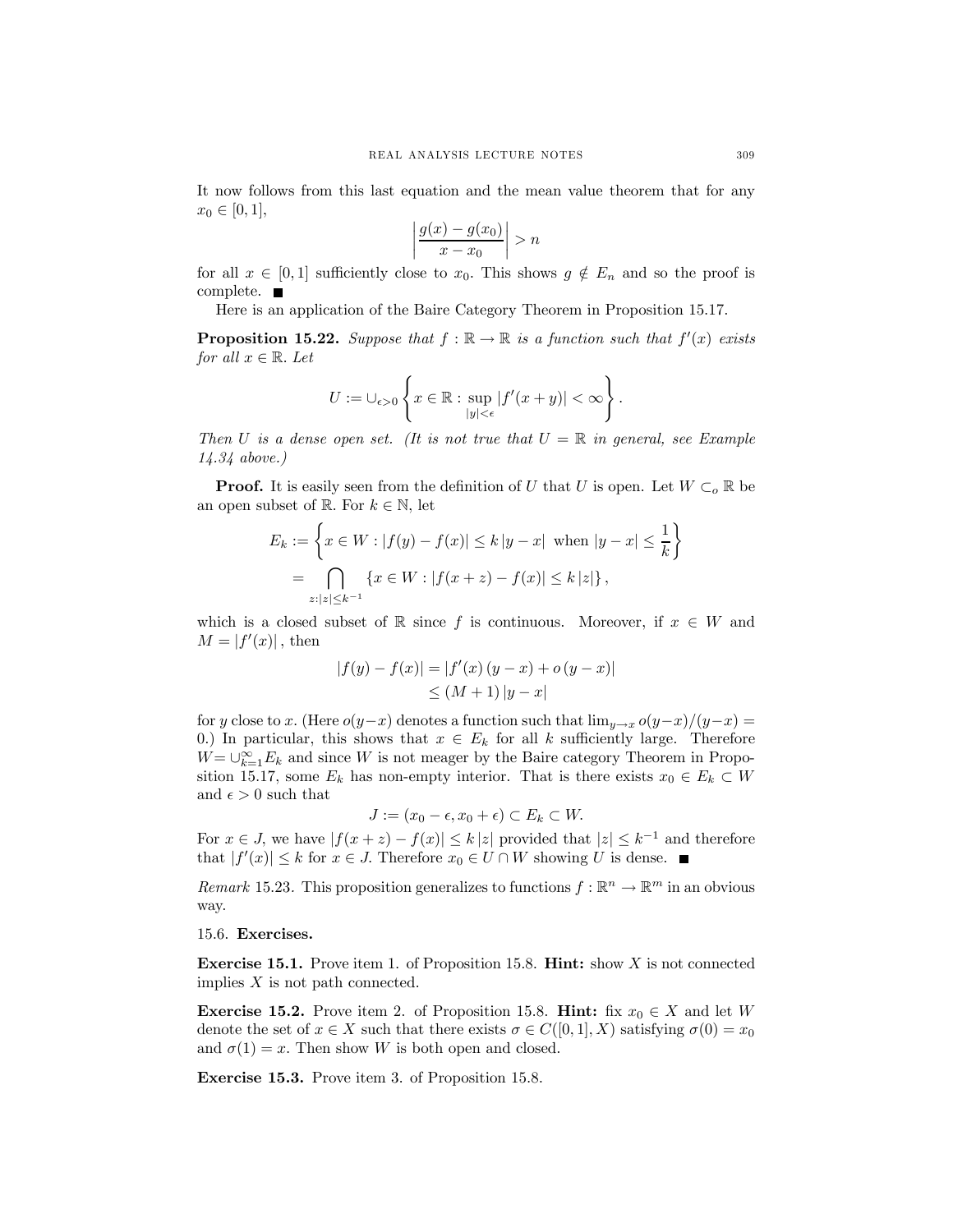It now follows from this last equation and the mean value theorem that for any $x_0 \in [0,1]$,

$$\left|\frac{g(x) - g(x_0)}{x - x_0}\right| > n$$

for all $x \in [0,1]$ sufficiently close to $x_0$. This shows $g \notin E_n$ and so the proof is complete. ■

Here is an application of the Baire Category Theorem in Proposition 15.17.

**Proposition 15.22.** *Suppose that $f : \mathbb{R} \to \mathbb{R}$ is a function such that $f'(x)$ exists for all $x \in \mathbb{R}$. Let*

$$U := \cup_{\epsilon > 0} \left\{ x \in \mathbb{R} : \sup_{|y| < \epsilon} |f'(x+y)| < \infty \right\}.$$

*Then $U$ is a dense open set. (It is not true that $U = \mathbb{R}$ in general, see Example 14.34 above.)*

**Proof.** It is easily seen from the definition of $U$ that $U$ is open. Let $W \subset_o \mathbb{R}$ be an open subset of $\mathbb{R}$. For $k \in \mathbb{N}$, let

$$\begin{aligned} E_k &:= \left\{ x \in W : |f(y) - f(x)| \le k\,|y - x| \text{ when } |y - x| \le \frac{1}{k} \right\} \\ &= \bigcap_{z : |z| \le k^{-1}} \left\{ x \in W : |f(x+z) - f(x)| \le k\,|z| \right\}, \end{aligned}$$

which is a closed subset of $\mathbb{R}$ since $f$ is continuous. Moreover, if $x \in W$ and $M = |f'(x)|$, then

$$\begin{aligned} |f(y) - f(x)| &= |f'(x)\,(y - x) + o\,(y - x)| \\ &\le (M + 1)\,|y - x| \end{aligned}$$

for $y$ close to $x$. (Here $o(y-x)$ denotes a function such that $\lim_{y \to x} o(y-x)/(y-x) = 0$.) In particular, this shows that $x \in E_k$ for all $k$ sufficiently large. Therefore $W = \cup_{k=1}^{\infty} E_k$ and since $W$ is not meager by the Baire category Theorem in Proposition 15.17, some $E_k$ has non-empty interior. That is there exists $x_0 \in E_k \subset W$ and $\epsilon > 0$ such that

$$J := (x_0 - \epsilon, x_0 + \epsilon) \subset E_k \subset W.$$

For $x \in J$, we have $|f(x+z) - f(x)| \le k\,|z|$ provided that $|z| \le k^{-1}$ and therefore that $|f'(x)| \le k$ for $x \in J$. Therefore $x_0 \in U \cap W$ showing $U$ is dense. ■

*Remark* 15.23. This proposition generalizes to functions $f : \mathbb{R}^n \to \mathbb{R}^m$ in an obvious way.

## 15.6. Exercises.

**Exercise 15.1.** Prove item 1. of Proposition 15.8. **Hint:** show $X$ is not connected implies $X$ is not path connected.

**Exercise 15.2.** Prove item 2. of Proposition 15.8. **Hint:** fix $x_0 \in X$ and let $W$ denote the set of $x \in X$ such that there exists $\sigma \in C([0,1], X)$ satisfying $\sigma(0) = x_0$ and $\sigma(1) = x$. Then show $W$ is both open and closed.

**Exercise 15.3.** Prove item 3. of Proposition 15.8.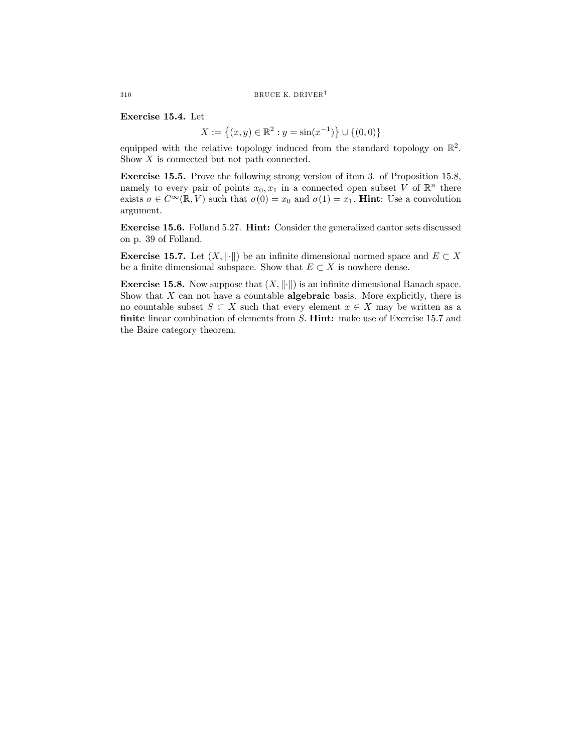**Exercise 15.4.** Let

$$X := \left\{(x, y) \in \mathbb{R}^2 : y = \sin(x^{-1})\right\} \cup \{(0, 0)\}$$

equipped with the relative topology induced from the standard topology on $\mathbb{R}^2$. Show $X$ is connected but not path connected.

**Exercise 15.5.** Prove the following strong version of item 3. of Proposition 15.8, namely to every pair of points $x_0, x_1$ in a connected open subset $V$ of $\mathbb{R}^n$ there exists $\sigma \in C^\infty(\mathbb{R}, V)$ such that $\sigma(0) = x_0$ and $\sigma(1) = x_1$. **Hint**: Use a convolution argument.

**Exercise 15.6.** Folland 5.27. **Hint:** Consider the generalized cantor sets discussed on p. 39 of Folland.

**Exercise 15.7.** Let $(X, \|\cdot\|)$ be an infinite dimensional normed space and $E \subset X$ be a finite dimensional subspace. Show that $E \subset X$ is nowhere dense.

**Exercise 15.8.** Now suppose that $(X, \|\cdot\|)$ is an infinite dimensional Banach space. Show that $X$ can not have a countable **algebraic** basis. More explicitly, there is no countable subset $S \subset X$ such that every element $x \in X$ may be written as a **finite** linear combination of elements from $S$. **Hint:** make use of Exercise 15.7 and the Baire category theorem.